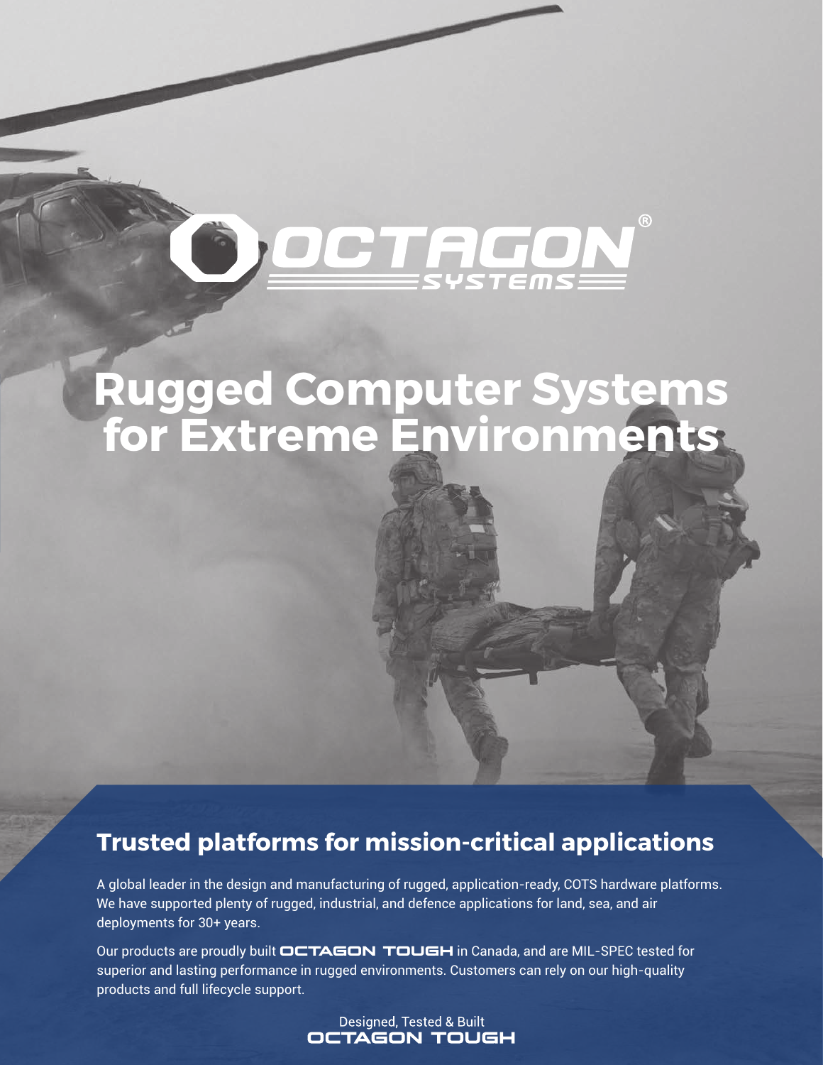# OCTAGON® SYSTEMS

# Rugged Computer Systems for Extreme Environments

## Trusted platforms for mission-critical applications

A global leader in the design and manufacturing of rugged, application-ready, COTS hardware platforms. We have supported plenty of rugged, industrial, and defence applications for land, sea, and air deployments for 30+ years.

Our products are proudly built **OCTAGON TOUGH** in Canada, and are MIL-SPEC tested for superior and lasting performance in rugged environments. Customers can rely on our high-quality products and full lifecycle support.

Designed, Tested & Built
**OCTAGON TOUGH**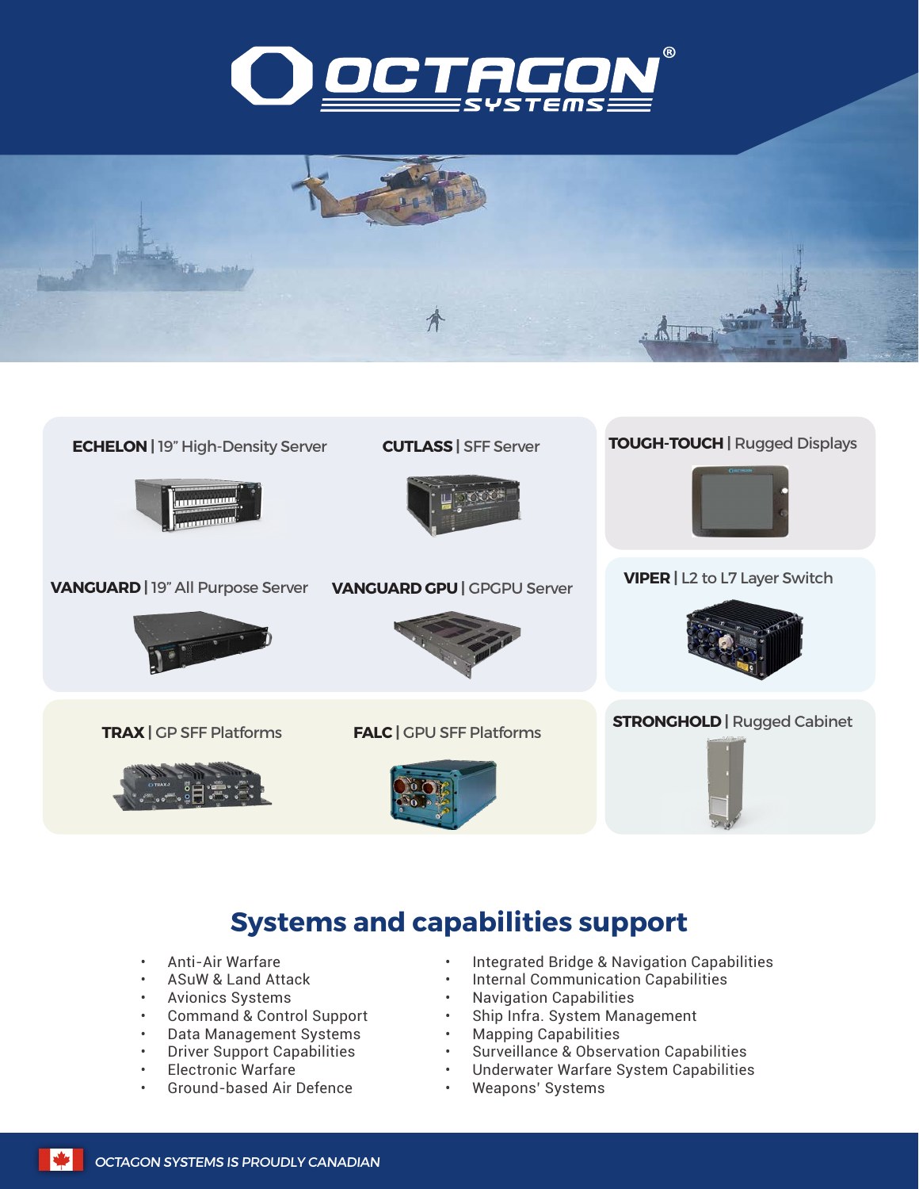# OCTAGON SYSTEMS

**ECHELON** | 19" High-Density Server

**CUTLASS** | SFF Server

**TOUGH-TOUCH** | Rugged Displays

**VANGUARD** | 19" All Purpose Server

**VANGUARD GPU** | GPGPU Server

**VIPER** | L2 to L7 Layer Switch

**TRAX** | GP SFF Platforms

**FALC** | GPU SFF Platforms

**STRONGHOLD** | Rugged Cabinet

## Systems and capabilities support

- Anti-Air Warfare
- ASuW & Land Attack
- Avionics Systems
- Command & Control Support
- Data Management Systems
- Driver Support Capabilities
- Electronic Warfare
- Ground-based Air Defence
- Integrated Bridge & Navigation Capabilities
- Internal Communication Capabilities
- Navigation Capabilities
- Ship Infra. System Management
- Mapping Capabilities
- Surveillance & Observation Capabilities
- Underwater Warfare System Capabilities
- Weapons' Systems

*OCTAGON SYSTEMS IS PROUDLY CANADIAN*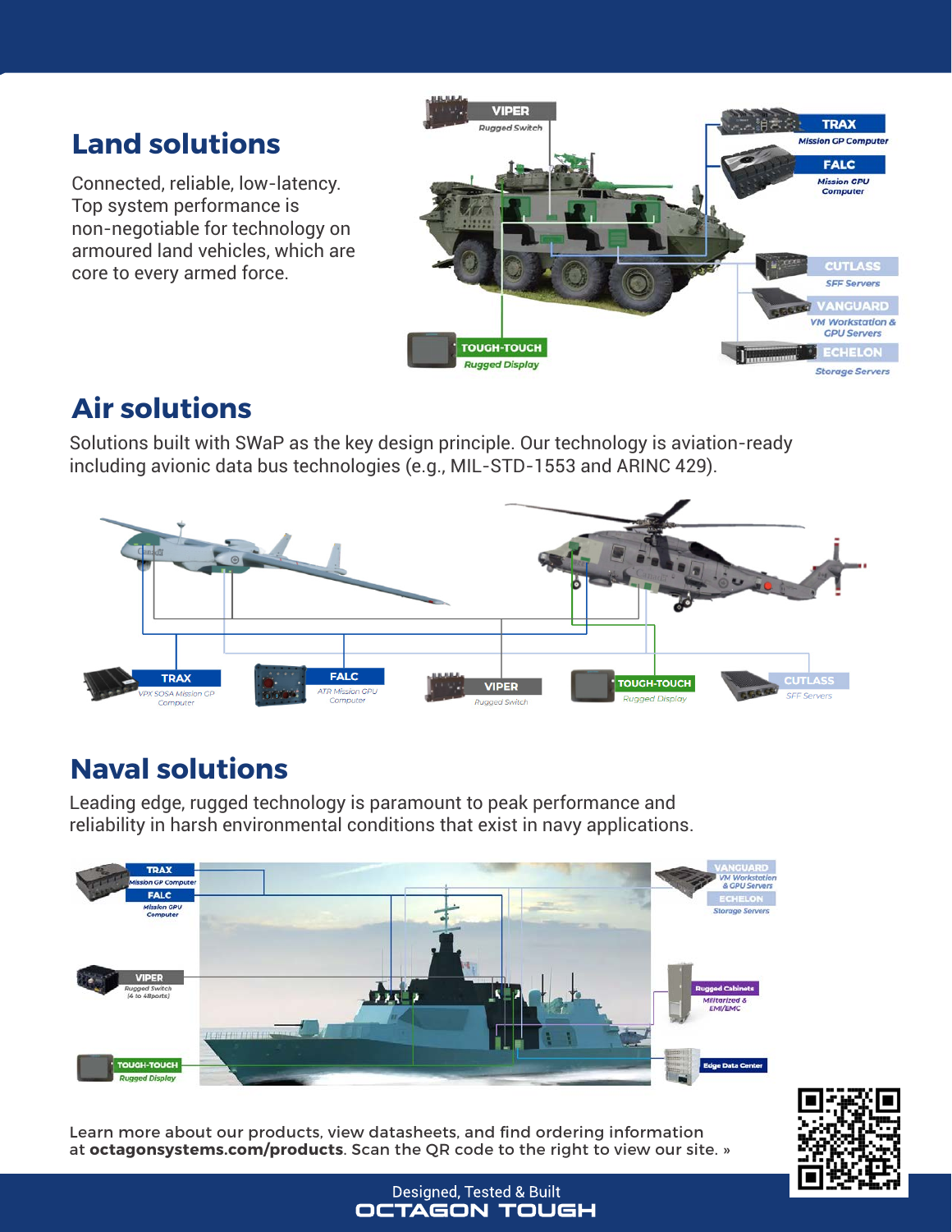## Land solutions

Connected, reliable, low-latency. Top system performance is non-negotiable for technology on armoured land vehicles, which are core to every armed force.

VIPER
Rugged Switch

TRAX
Mission GP Computer

FALC
Mission GPU Computer

CUTLASS
SFF Servers

VANGUARD
VM Workstation & GPU Servers

ECHELON
Storage Servers

TOUGH-TOUCH
Rugged Display

## Air solutions

Solutions built with SWaP as the key design principle. Our technology is aviation-ready including avionic data bus technologies (e.g., MIL-STD-1553 and ARINC 429).

TRAX
VPX SOSA Mission GP Computer

FALC
ATR Mission GPU Computer

VIPER
Rugged Switch

TOUGH-TOUCH
Rugged Display

CUTLASS
SFF Servers

## Naval solutions

Leading edge, rugged technology is paramount to peak performance and reliability in harsh environmental conditions that exist in navy applications.

TRAX
Mission GP Computer

FALC
Mission GPU Computer

VIPER
Rugged Switch (4 to 48ports)

TOUGH-TOUCH
Rugged Display

VANGUARD
VM Workstation & GPU Servers

ECHELON
Storage Servers

Rugged Cabinets
Militarized & EMI/EMC

Edge Data Center

Learn more about our products, view datasheets, and find ordering information at **octagonsystems.com/products**. Scan the QR code to the right to view our site. »

Designed, Tested & Built
OCTAGON TOUGH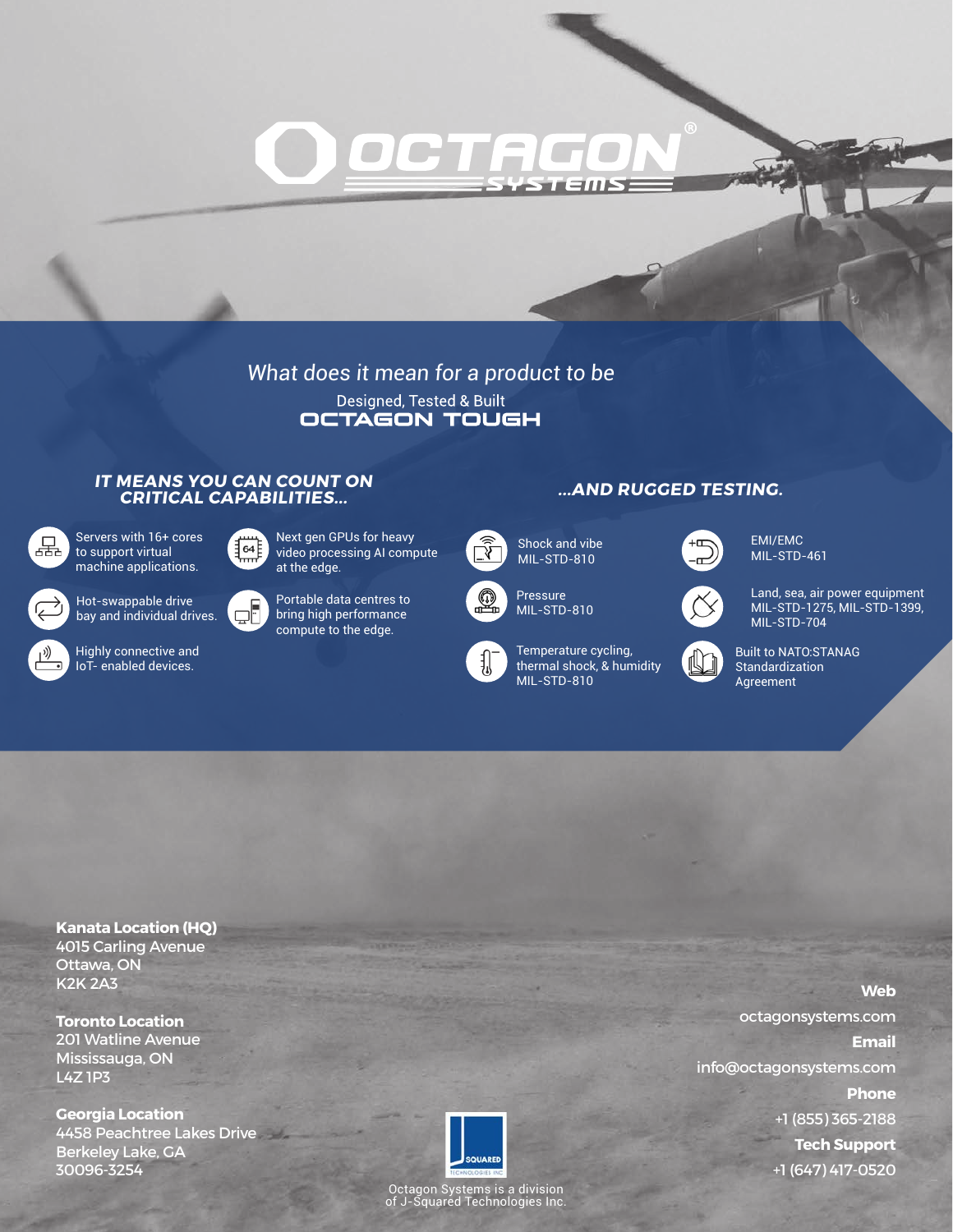# OCTAGON SYSTEMS®

*What does it mean for a product to be*

Designed, Tested & Built

**OCTAGON TOUGH**

### *IT MEANS YOU CAN COUNT ON CRITICAL CAPABILITIES...*

- Servers with 16+ cores to support virtual machine applications.
- Hot-swappable drive bay and individual drives.
- Highly connective and IoT- enabled devices.
- Next gen GPUs for heavy video processing AI compute at the edge.
- Portable data centres to bring high performance compute to the edge.

### *...AND RUGGED TESTING.*

- Shock and vibe MIL-STD-810
- Pressure MIL-STD-810
- Temperature cycling, thermal shock, & humidity MIL-STD-810
- EMI/EMC MIL-STD-461
- Land, sea, air power equipment MIL-STD-1275, MIL-STD-1399, MIL-STD-704
- Built to NATO:STANAG Standardization Agreement

**Kanata Location (HQ)**
4015 Carling Avenue
Ottawa, ON
K2K 2A3

**Toronto Location**
201 Watline Avenue
Mississauga, ON
L4Z 1P3

**Georgia Location**
4458 Peachtree Lakes Drive
Berkeley Lake, GA
30096-3254

Octagon Systems is a division of J-Squared Technologies Inc.

**Web**
octagonsystems.com

**Email**
info@octagonsystems.com

**Phone**
+1 (855) 365-2188

**Tech Support**
+1 (647) 417-0520